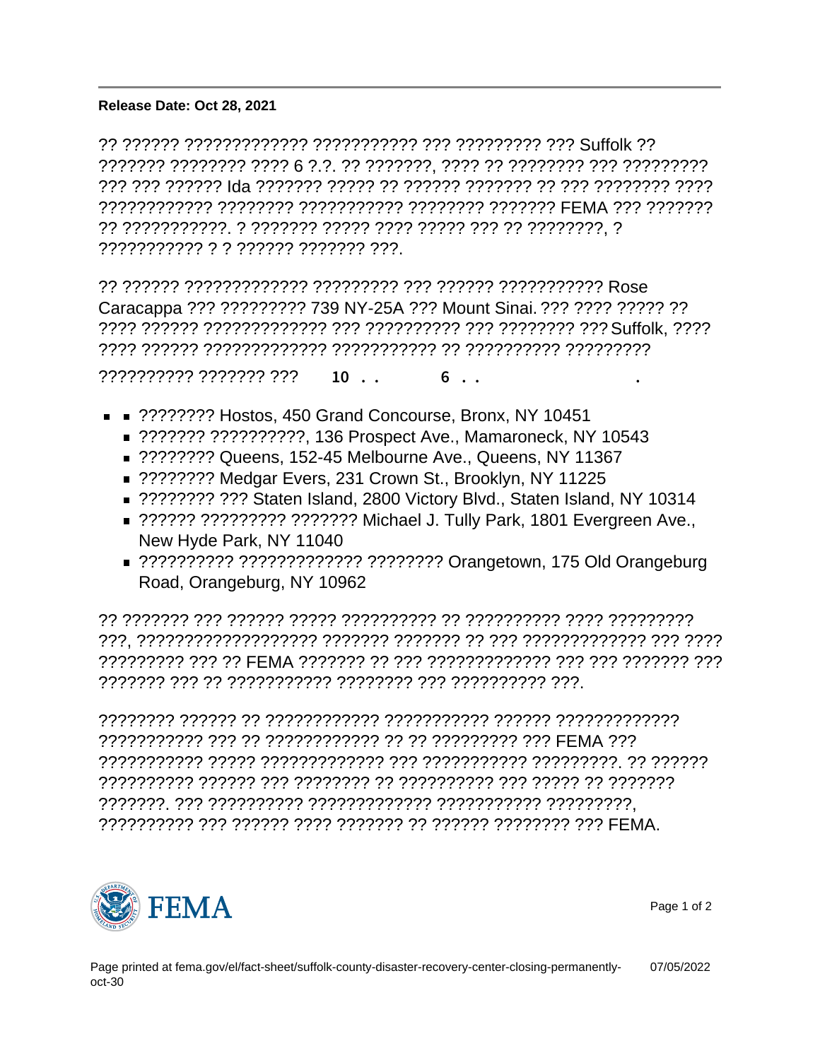**Release Date: Oct 28, 2021**

?? ?????? ????????????? ??????????? ??? ????????? ??? Suffolk ?? ??????? ???????? ???? 6 ?.?. ?? ???????, ???? ?? ???????? ??? ????????? ??? ??? ?????? Ida ??????? ????? ?? ?????? ??????? ?? ??? ???????? ???? ??????????? ???????? ??????????? ???????? ??????? FEMA ??? ??????? ?? ???????????. ? ??????? ????? ???? ????? ??? ?? ????????, ? ??????????? ? ? ?????? ??????? ???.

?? ?????? ????????????? ????????? ??? ?????? ??????????? Rose Caracappa ??? ????????? 739 NY-25A ??? Mount Sinai. ??? ???? ????? ?? ???? ?????? ????????????? ??? ?????????? ??? ???????? ??? Suffolk, ???? ???? ?????? ????????????? ??????????? ?? ?????????? ?????????

?????????? ??????? ??? 10 . . 6 . . .

- ???????? Hostos, 450 Grand Concourse, Bronx, NY 10451
- ??????? ??????????, 136 Prospect Ave., Mamaroneck, NY 10543
- ???????? Queens, 152-45 Melbourne Ave., Queens, NY 11367
- ???????? Medgar Evers, 231 Crown St., Brooklyn, NY 11225
- ???????? ??? Staten Island, 2800 Victory Blvd., Staten Island, NY 10314
- ?????? ????????? ??????? Michael J. Tully Park, 1801 Evergreen Ave., New Hyde Park, NY 11040
- ?????????? ????????????? ???????? Orangetown, 175 Old Orangeburg Road, Orangeburg, NY 10962

?? ??????? ??? ?????? ????? ?????????? ?? ?????????? ???? ????????? ???, ?????????????????? ??????? ??????? ?? ??? ????????????? ??? ???? ????????? ??? ?? FEMA ??????? ?? ??? ????????????? ??? ??? ??????? ??? ??????? ??? ?? ??????????? ???????? ??? ?????????? ???.

???????? ?????? ?? ???????????? ??????????? ?????? ????????????? ??????????? ??? ?? ???????????? ?? ?? ????????? ??? FEMA ??? ??????????? ????? ????????????? ??? ??????????? ?????????. ?? ?????? ?????????? ?????? ??? ???????? ?? ?????????? ??? ????? ?? ??????? ???????. ??? ?????????? ????????????? ??????????? ?????????, ?????????? ??? ?????? ???? ??????? ?? ?????? ???????? ??? FEMA.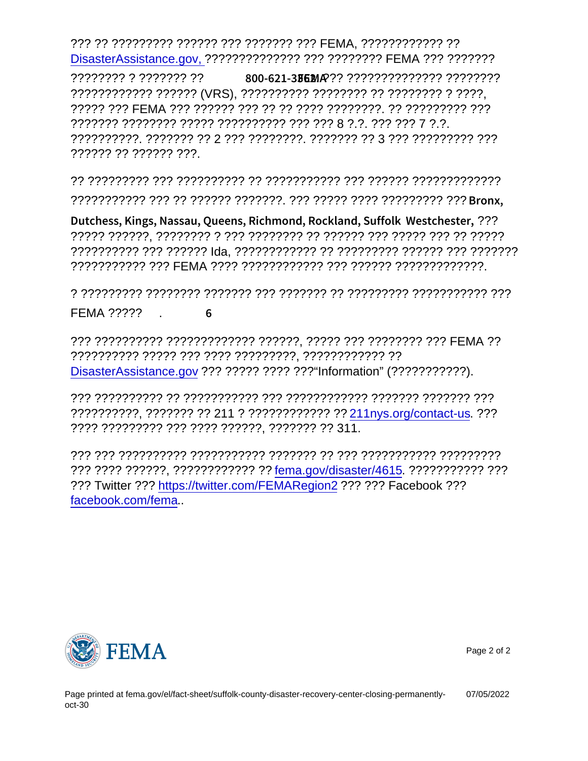??? ?? ????????? ?????? ??? ??????? ??? FEMA, ???????????? ?? DisasterAssistance.gov, ?????????????? ??? ???????? FEMA ??? ???????

???????? ? ??????? ?? 800-621-3362 FEMA ??? ?????????????? ???????? ???????????? ?????? (VRS), ?????????? ???????? ?? ???????? ? ????, ????? ??? FEMA ??? ?????? ??? ?? ?? ???? ????????. ?? ????????? ??? ??????? ???????? ????? ?????????? ??? ??? 8 ?.?. ??? ??? 7 ?.?. ??????????. ??????? ?? 2 ??? ????????. ??????? ?? 3 ??? ????????? ??? ?????? ?? ?????? ???.

?? ????????? ??? ?????????? ?? ??????????? ??? ?????? ????????????? ??????????? ??? ?? ?????? ???????. ??? ????? ???? ????????? ??? **Bronx, Dutchess, Kings, Nassau, Queens, Richmond, Rockland, Suffolk Westchester,** ??? ????? ??????, ???????? ? ??? ???????? ?? ?????? ??? ????? ??? ?? ????? ?????????? ??? ?????? Ida, ???????????? ?? ????????? ?????? ??? ??????? ??????????? ??? FEMA ???? ???????????? ??? ?????? ?????????????.

? ????????? ???????? ??????? ???? ??????? ?? ????????? ??????????? ??? FEMA ????? . **6**

??? ?????????? ????????????? ??????, ????? ??? ???????? ??? FEMA ?? ?????????? ????? ??? ???? ?????????, ???????????? ?? DisasterAssistance.gov ??? ????? ???? ???"Information" (???????????).

??? ?????????? ?? ??????????? ??? ???????????? ??????? ??????? ??? ??????????, ??????? ?? 211 ? ???????????? ?? 211nys.org/contact-us. ??? ???? ????????? ??? ???? ??????, ??????? ?? 311.

??? ??? ?????????? ??????????? ??????? ?? ??? ??????????? ????????? ??? ???? ??????, ???????????? ?? fema.gov/disaster/4615. ??????????? ??? ??? Twitter ??? https://twitter.com/FEMARegion2 ??? ??? Facebook ??? facebook.com/fema..

Page printed at fema.gov/el/fact-sheet/suffolk-county-disaster-recovery-center-closing-permanently-oct-30 07/05/2022